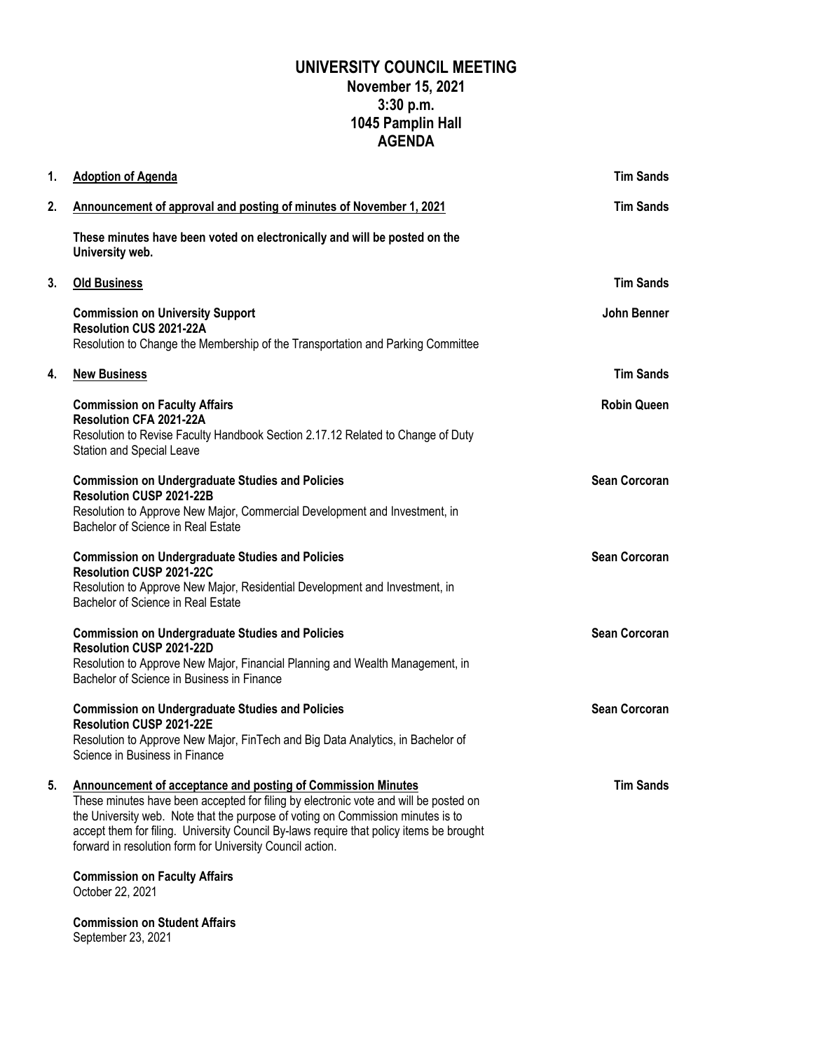# UNIVERSITY COUNCIL MEETING
## November 15, 2021
## 3:30 p.m.
## 1045 Pamplin Hall
## AGENDA

1. **Adoption of Agenda** — **Tim Sands**

2. **Announcement of approval and posting of minutes of November 1, 2021** — **Tim Sands**

   **These minutes have been voted on electronically and will be posted on the University web.**

3. **Old Business** — **Tim Sands**

   **Commission on University Support** — **John Benner**
   **Resolution CUS 2021-22A**
   Resolution to Change the Membership of the Transportation and Parking Committee

4. **New Business** — **Tim Sands**

   **Commission on Faculty Affairs** — **Robin Queen**
   **Resolution CFA 2021-22A**
   Resolution to Revise Faculty Handbook Section 2.17.12 Related to Change of Duty Station and Special Leave

   **Commission on Undergraduate Studies and Policies** — **Sean Corcoran**
   **Resolution CUSP 2021-22B**
   Resolution to Approve New Major, Commercial Development and Investment, in Bachelor of Science in Real Estate

   **Commission on Undergraduate Studies and Policies** — **Sean Corcoran**
   **Resolution CUSP 2021-22C**
   Resolution to Approve New Major, Residential Development and Investment, in Bachelor of Science in Real Estate

   **Commission on Undergraduate Studies and Policies** — **Sean Corcoran**
   **Resolution CUSP 2021-22D**
   Resolution to Approve New Major, Financial Planning and Wealth Management, in Bachelor of Science in Business in Finance

   **Commission on Undergraduate Studies and Policies** — **Sean Corcoran**
   **Resolution CUSP 2021-22E**
   Resolution to Approve New Major, FinTech and Big Data Analytics, in Bachelor of Science in Business in Finance

5. **Announcement of acceptance and posting of Commission Minutes** — **Tim Sands**
   These minutes have been accepted for filing by electronic vote and will be posted on the University web. Note that the purpose of voting on Commission minutes is to accept them for filing. University Council By-laws require that policy items be brought forward in resolution form for University Council action.

   **Commission on Faculty Affairs**
   October 22, 2021

   **Commission on Student Affairs**
   September 23, 2021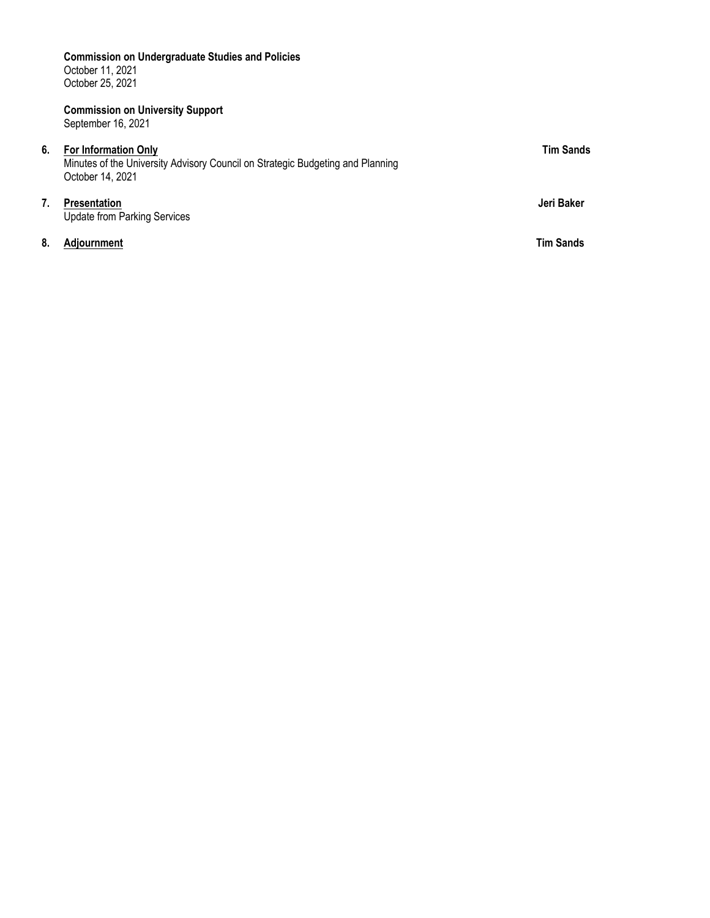**Commission on Undergraduate Studies and Policies**
October 11, 2021
October 25, 2021

**Commission on University Support**
September 16, 2021

6. **For Information Only** — **Tim Sands**
   Minutes of the University Advisory Council on Strategic Budgeting and Planning
   October 14, 2021

7. **Presentation** — **Jeri Baker**
   Update from Parking Services

8. **Adjournment** — **Tim Sands**